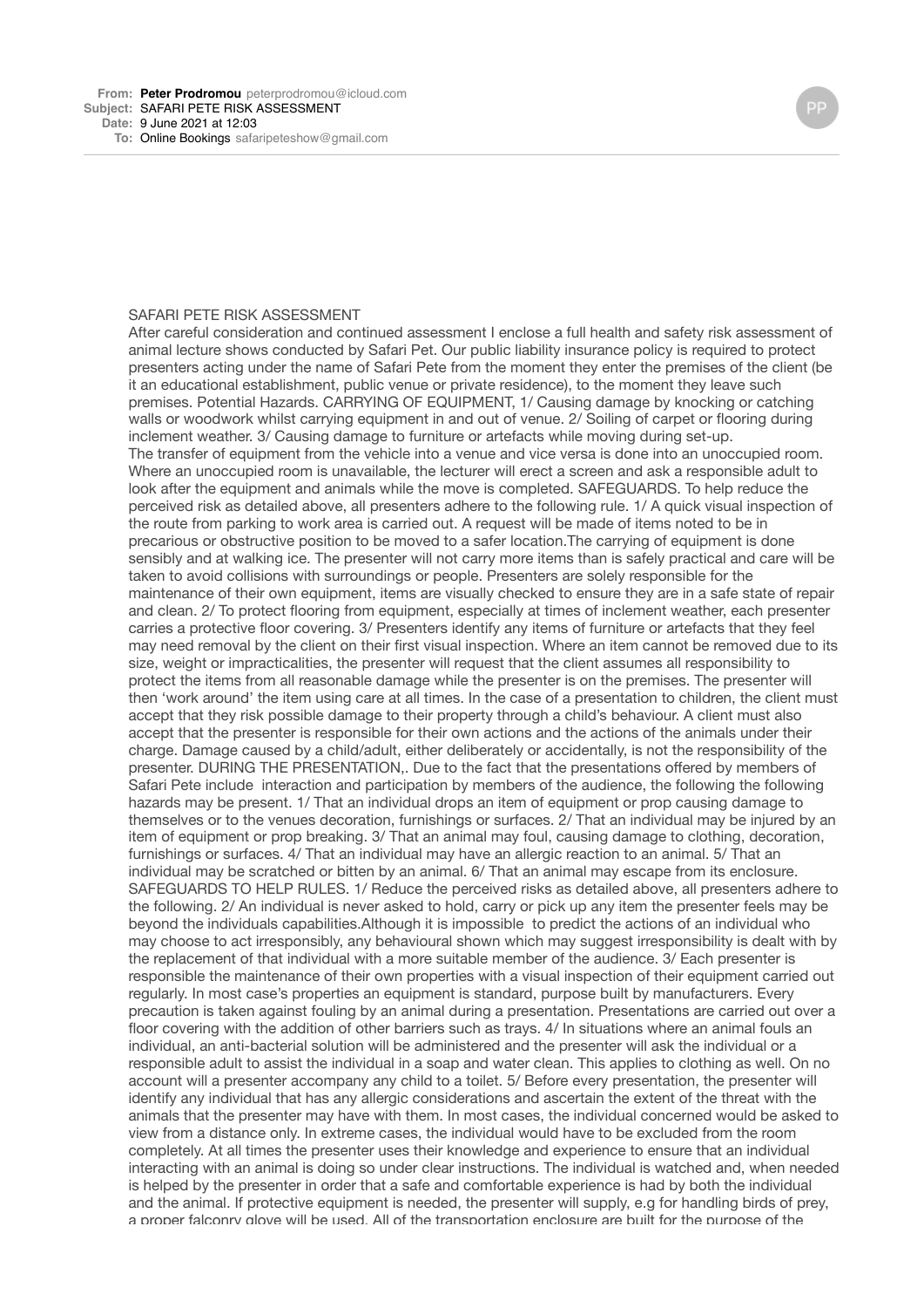**From:** **Peter Prodromou** peterprodromou@icloud.com
**Subject:** SAFARI PETE RISK ASSESSMENT
**Date:** 9 June 2021 at 12:03
**To:** Online Bookings safaripeteshow@gmail.com

PP

SAFARI PETE RISK ASSESSMENT

After careful consideration and continued assessment I enclose a full health and safety risk assessment of animal lecture shows conducted by Safari Pet. Our public liability insurance policy is required to protect presenters acting under the name of Safari Pete from the moment they enter the premises of the client (be it an educational establishment, public venue or private residence), to the moment they leave such premises. Potential Hazards. CARRYING OF EQUIPMENT, 1/ Causing damage by knocking or catching walls or woodwork whilst carrying equipment in and out of venue. 2/ Soiling of carpet or flooring during inclement weather. 3/ Causing damage to furniture or artefacts while moving during set-up.

The transfer of equipment from the vehicle into a venue and vice versa is done into an unoccupied room. Where an unoccupied room is unavailable, the lecturer will erect a screen and ask a responsible adult to look after the equipment and animals while the move is completed. SAFEGUARDS. To help reduce the perceived risk as detailed above, all presenters adhere to the following rule. 1/ A quick visual inspection of the route from parking to work area is carried out. A request will be made of items noted to be in precarious or obstructive position to be moved to a safer location.The carrying of equipment is done sensibly and at walking ice. The presenter will not carry more items than is safely practical and care will be taken to avoid collisions with surroundings or people. Presenters are solely responsible for the maintenance of their own equipment, items are visually checked to ensure they are in a safe state of repair and clean. 2/ To protect flooring from equipment, especially at times of inclement weather, each presenter carries a protective floor covering. 3/ Presenters identify any items of furniture or artefacts that they feel may need removal by the client on their first visual inspection. Where an item cannot be removed due to its size, weight or impracticalities, the presenter will request that the client assumes all responsibility to protect the items from all reasonable damage while the presenter is on the premises. The presenter will then 'work around' the item using care at all times. In the case of a presentation to children, the client must accept that they risk possible damage to their property through a child's behaviour. A client must also accept that the presenter is responsible for their own actions and the actions of the animals under their charge. Damage caused by a child/adult, either deliberately or accidentally, is not the responsibility of the presenter. DURING THE PRESENTATION,. Due to the fact that the presentations offered by members of Safari Pete include  interaction and participation by members of the audience, the following the following hazards may be present. 1/ That an individual drops an item of equipment or prop causing damage to themselves or to the venues decoration, furnishings or surfaces. 2/ That an individual may be injured by an item of equipment or prop breaking. 3/ That an animal may foul, causing damage to clothing, decoration, furnishings or surfaces. 4/ That an individual may have an allergic reaction to an animal. 5/ That an individual may be scratched or bitten by an animal. 6/ That an animal may escape from its enclosure. SAFEGUARDS TO HELP RULES. 1/ Reduce the perceived risks as detailed above, all presenters adhere to the following. 2/ An individual is never asked to hold, carry or pick up any item the presenter feels may be beyond the individuals capabilities.Although it is impossible  to predict the actions of an individual who may choose to act irresponsibly, any behavioural shown which may suggest irresponsibility is dealt with by the replacement of that individual with a more suitable member of the audience. 3/ Each presenter is responsible the maintenance of their own properties with a visual inspection of their equipment carried out regularly. In most case's properties an equipment is standard, purpose built by manufacturers. Every precaution is taken against fouling by an animal during a presentation. Presentations are carried out over a floor covering with the addition of other barriers such as trays. 4/ In situations where an animal fouls an individual, an anti-bacterial solution will be administered and the presenter will ask the individual or a responsible adult to assist the individual in a soap and water clean. This applies to clothing as well. On no account will a presenter accompany any child to a toilet. 5/ Before every presentation, the presenter will identify any individual that has any allergic considerations and ascertain the extent of the threat with the animals that the presenter may have with them. In most cases, the individual concerned would be asked to view from a distance only. In extreme cases, the individual would have to be excluded from the room completely. At all times the presenter uses their knowledge and experience to ensure that an individual interacting with an animal is doing so under clear instructions. The individual is watched and, when needed is helped by the presenter in order that a safe and comfortable experience is had by both the individual and the animal. If protective equipment is needed, the presenter will supply, e.g for handling birds of prey, a proper falconry glove will be used. All of the transportation enclosure are built for the purpose of the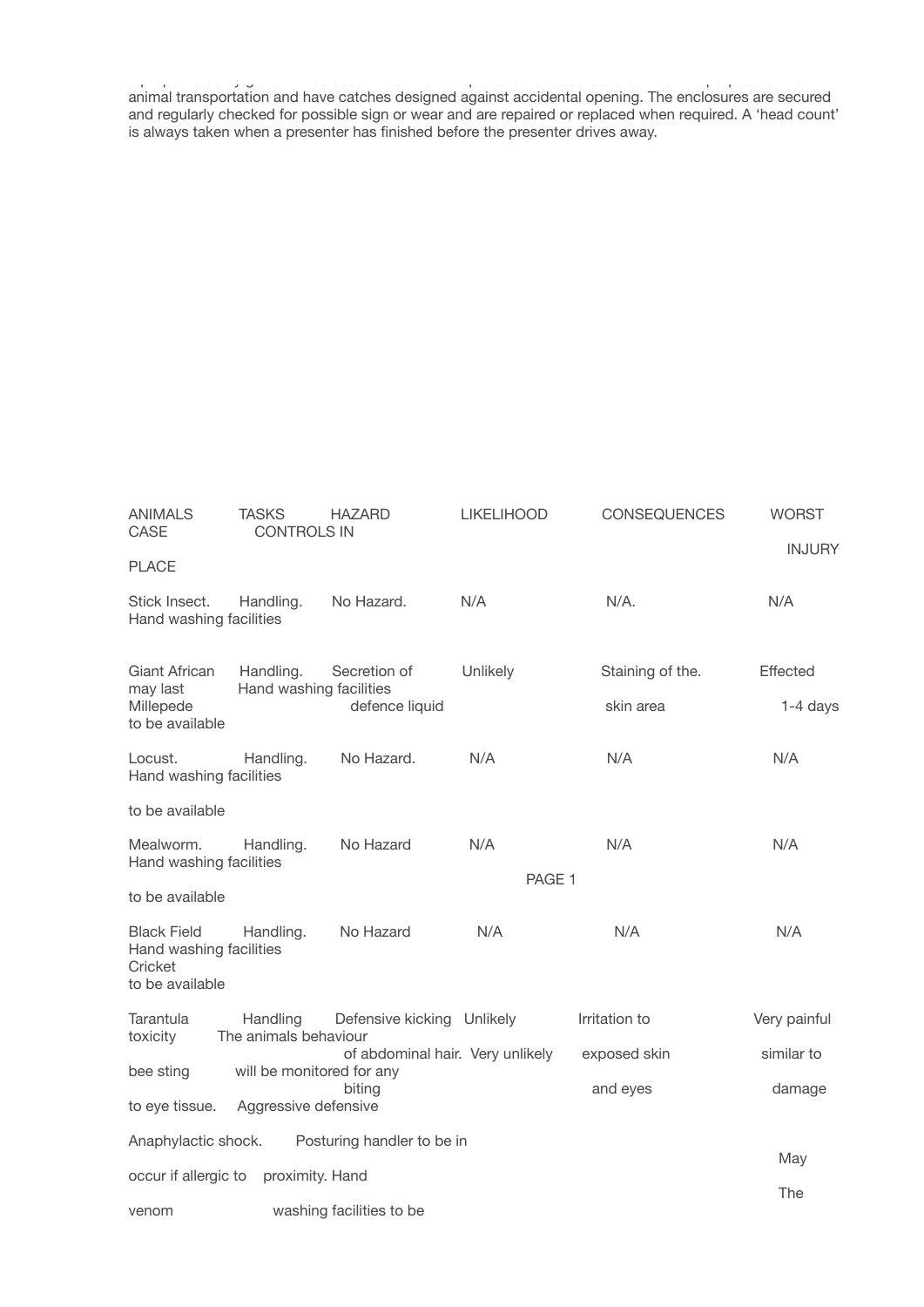animal transportation and have catches designed against accidental opening. The enclosures are secured and regularly checked for possible sign or wear and are repaired or replaced when required. A 'head count' is always taken when a presenter has finished before the presenter drives away.

| ANIMALS | TASKS | HAZARD | LIKELIHOOD | CONSEQUENCES | WORST CASE INJURY | CONTROLS IN PLACE |
|---|---|---|---|---|---|---|
| Stick Insect. | Handling. | No Hazard. | N/A | N/A. | N/A | Hand washing facilities |
| Giant African Millepede | Handling. | Secretion of defence liquid | Unlikely | Staining of the. skin area | Effected may last 1-4 days | Hand washing facilities to be available |
| Locust. | Handling. | No Hazard. | N/A | N/A | N/A | Hand washing facilities to be available |
| Mealworm. | Handling. | No Hazard | N/A | N/A | N/A | Hand washing facilities to be available |
| Black Field Cricket | Handling. | No Hazard | N/A | N/A | N/A | Hand washing facilities to be available |
| Tarantula | Handling | Defensive kicking of abdominal hair. biting | Unlikely Very unlikely | Irritation to exposed skin and eyes | Very painful toxicity similar to bee sting damage to eye tissue. Anaphylactic shock. May occur if allergic to venom | The animals behaviour will be monitored for any Aggressive defensive Posturing handler to be in proximity. Hand washing facilities to be |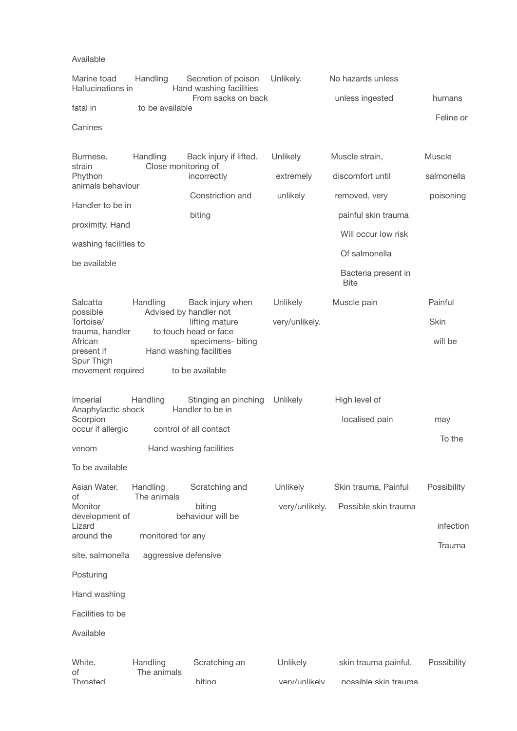Available

| | | | | | | |
|---|---|---|---|---|---|---|
| Marine toad | Handling | Secretion of poison From sacks on back | Unlikely. | No hazards unless unless ingested | Hallucinations in humans fatal in Feline or Canines | Hand washing facilities to be available |
| Burmese. Phython | Handling | Back injury if lifted. incorrectly Constriction and biting | Unlikely extremely unlikely | Muscle strain, discomfort until removed, very painful skin trauma Will occur low risk Of salmonella Bacteria present in Bite | Muscle strain salmonella poisoning | Close monitoring of animals behaviour Handler to be in proximity. Hand washing facilities to be available |
| Salcatta Tortoise/ African Spur Thigh | Handling | Back injury when lifting mature specimens- biting | Unlikely very/unlikely. | Muscle pain | Painful possible Skin trauma, handler will be present if movement required | Advised by handler not to touch head or face Hand washing facilities to be available |
| Imperial Scorpion | Handling | Stinging an pinching | Unlikely | High level of localised pain | Anaphylactic shock may occur if allergic To the venom | Handler to be in control of all contact Hand washing facilities To be available |
| Asian Water. Monitor Lizard | Handling | Scratching and biting | Unlikely very/unlikely. | Skin trauma, Painful Possible skin trauma | Possibility of development of infection around the Trauma site, salmonella | The animals behaviour will be monitored for any aggressive defensive Posturing Hand washing Facilities to be Available |
| White. Throated | Handling | Scratching an biting | Unlikely very/unlikely | skin trauma painful. possible skin trauma. | Possibility of | The animals |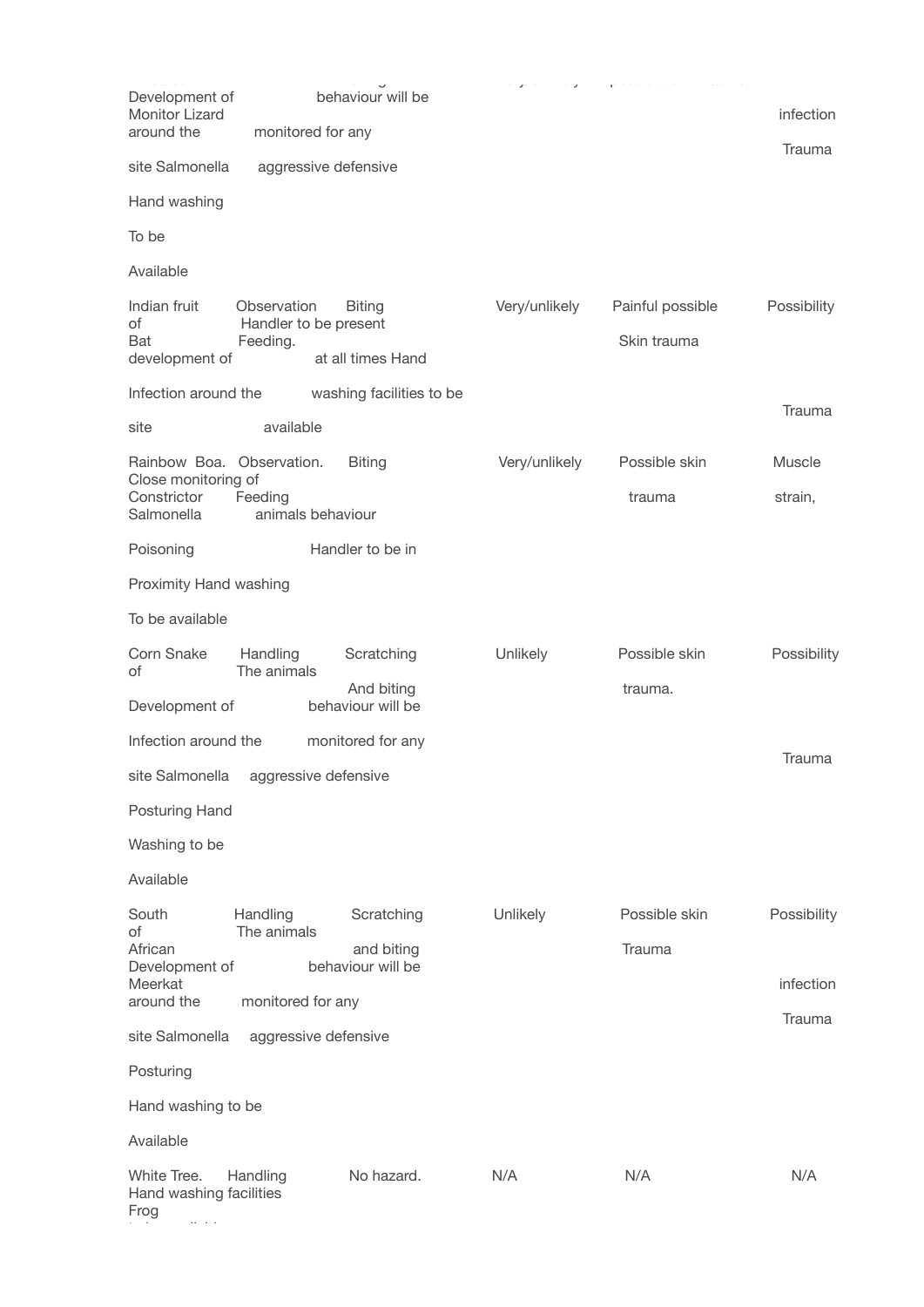| | | | | | | |
|---|---|---|---|---|---|---|
| Monitor Lizard | | | | | Development of infection around the site Salmonella Trauma | behaviour will be monitored for any aggressive defensive Hand washing To be Available |
| Indian fruit Bat | Observation Feeding. | Biting | Very/unlikely | Painful possible Skin trauma | Possibility of development of Infection around the site Trauma | Handler to be present at all times Hand washing facilities to be available |
| Rainbow Boa. Constrictor | Observation. Feeding | Biting | Very/unlikely | Possible skin trauma | Muscle strain, Salmonella Poisoning | Close monitoring of animals behaviour Handler to be in Proximity Hand washing To be available |
| Corn Snake | Handling The animals | Scratching And biting | Unlikely | Possible skin trauma. | Possibility of Development of Infection around the site Salmonella Trauma | behaviour will be monitored for any aggressive defensive Posturing Hand Washing to be Available |
| South African Meerkat | Handling The animals | Scratching and biting | Unlikely | Possible skin Trauma | Possibility of Development of infection around the site Salmonella Trauma | behaviour will be monitored for any aggressive defensive Posturing Hand washing to be Available |
| White Tree. Frog | Handling | No hazard. | N/A | N/A | N/A | Hand washing facilities |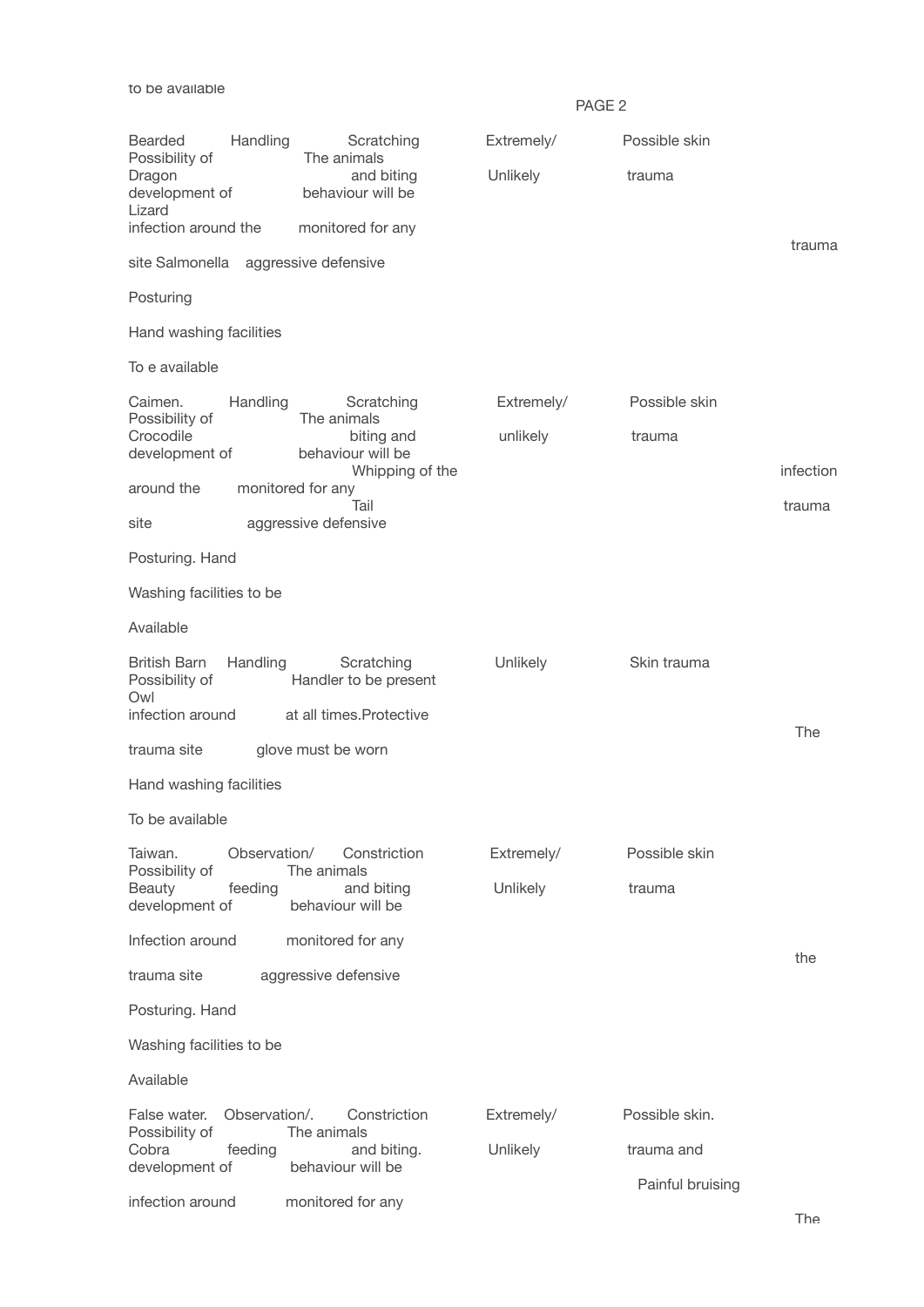to be available

| | | | | | | | |
|---|---|---|---|---|---|---|---|
| Bearded Dragon Lizard | Handling | Scratching and biting | Extremely/ Unlikely | Possible skin trauma | trauma | Possibility of development of infection around the site Salmonella | The animals behaviour will be monitored for any aggressive defensive Posturing Hand washing facilities To e available |
| Caimen. Crocodile | Handling | Scratching biting and Whipping of the Tail | Extremely/ unlikely | Possible skin trauma | infection trauma | Possibility of development of around the site | The animals behaviour will be monitored for any aggressive defensive Posturing. Hand Washing facilities to be Available |
| British Barn Owl | Handling | Scratching | Unlikely | Skin trauma | The | Possibility of infection around trauma site | Handler to be present at all times.Protective glove must be worn Hand washing facilities To be available |
| Taiwan. Beauty | Observation/ feeding | Constriction and biting | Extremely/ Unlikely | Possible skin trauma | the | Possibility of development of Infection around trauma site | The animals behaviour will be monitored for any aggressive defensive Posturing. Hand Washing facilities to be Available |
| False water. Cobra | Observation/. feeding | Constriction and biting. | Extremely/ Unlikely | Possible skin. trauma and Painful bruising | The | Possibility of development of infection around | The animals behaviour will be monitored for any |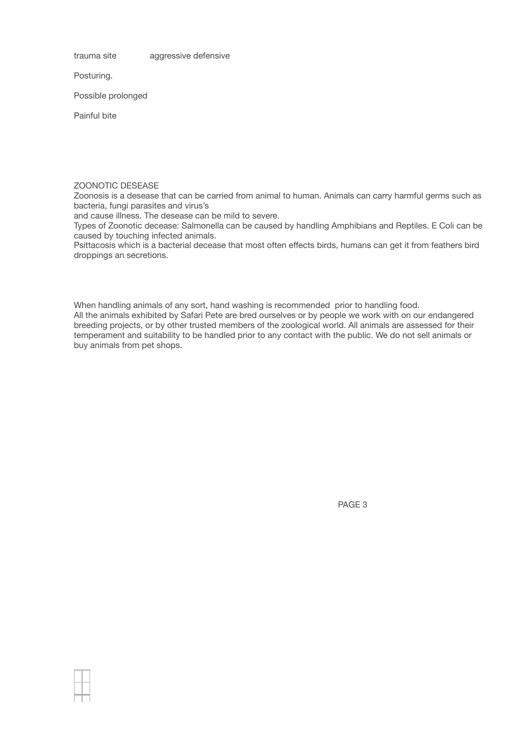trauma site aggressive defensive

Posturing.

Possible prolonged

Painful bite

ZOONOTIC DESEASE

Zoonosis is a desease that can be carried from animal to human. Animals can carry harmful germs such as bacteria, fungi parasites and virus's
and cause illness. The desease can be mild to severe.
Types of Zoonotic decease: Salmonella can be caused by handling Amphibians and Reptiles. E Coli can be caused by touching infected animals.
Psittacosis which is a bacterial decease that most often effects birds, humans can get it from feathers bird droppings an secretions.

When handling animals of any sort, hand washing is recommended prior to handling food.
All the animals exhibited by Safari Pete are bred ourselves or by people we work with on our endangered breeding projects, or by other trusted members of the zoological world. All animals are assessed for their temperament and suitability to be handled prior to any contact with the public. We do not sell animals or buy animals from pet shops.